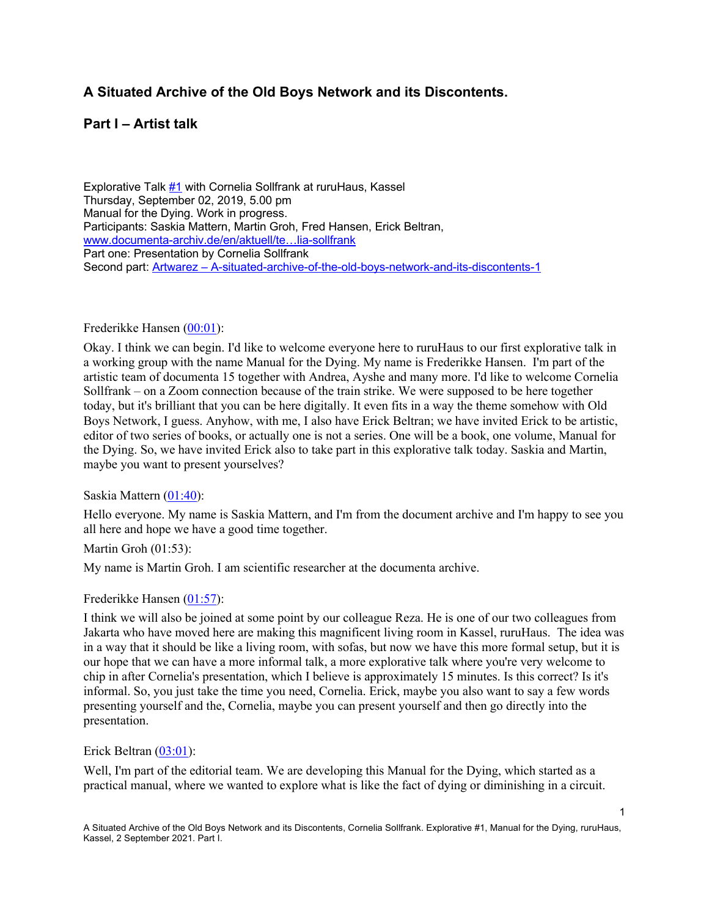## A Situated Archive of the Old Boys Network and its Discontents.

## Part I – Artist talk

Explorative Talk #1 with Cornelia Sollfrank at ruruHaus, Kassel
Thursday, September 02, 2019, 5.00 pm
Manual for the Dying. Work in progress.
Participants: Saskia Mattern, Martin Groh, Fred Hansen, Erick Beltran,
www.documenta-archiv.de/en/aktuell/te…lia-sollfrank
Part one: Presentation by Cornelia Sollfrank
Second part: Artwarez – A-situated-archive-of-the-old-boys-network-and-its-discontents-1

Frederikke Hansen (00:01):

Okay. I think we can begin. I'd like to welcome everyone here to ruruHaus to our first explorative talk in a working group with the name Manual for the Dying. My name is Frederikke Hansen. I'm part of the artistic team of documenta 15 together with Andrea, Ayshe and many more. I'd like to welcome Cornelia Sollfrank – on a Zoom connection because of the train strike. We were supposed to be here together today, but it's brilliant that you can be here digitally. It even fits in a way the theme somehow with Old Boys Network, I guess. Anyhow, with me, I also have Erick Beltran; we have invited Erick to be artistic, editor of two series of books, or actually one is not a series. One will be a book, one volume, Manual for the Dying. So, we have invited Erick also to take part in this explorative talk today. Saskia and Martin, maybe you want to present yourselves?

Saskia Mattern (01:40):

Hello everyone. My name is Saskia Mattern, and I'm from the document archive and I'm happy to see you all here and hope we have a good time together.

Martin Groh (01:53):

My name is Martin Groh. I am scientific researcher at the documenta archive.

Frederikke Hansen (01:57):

I think we will also be joined at some point by our colleague Reza. He is one of our two colleagues from Jakarta who have moved here are making this magnificent living room in Kassel, ruruHaus. The idea was in a way that it should be like a living room, with sofas, but now we have this more formal setup, but it is our hope that we can have a more informal talk, a more explorative talk where you're very welcome to chip in after Cornelia's presentation, which I believe is approximately 15 minutes. Is this correct? Is it's informal. So, you just take the time you need, Cornelia. Erick, maybe you also want to say a few words presenting yourself and the, Cornelia, maybe you can present yourself and then go directly into the presentation.

Erick Beltran (03:01):

Well, I'm part of the editorial team. We are developing this Manual for the Dying, which started as a practical manual, where we wanted to explore what is like the fact of dying or diminishing in a circuit.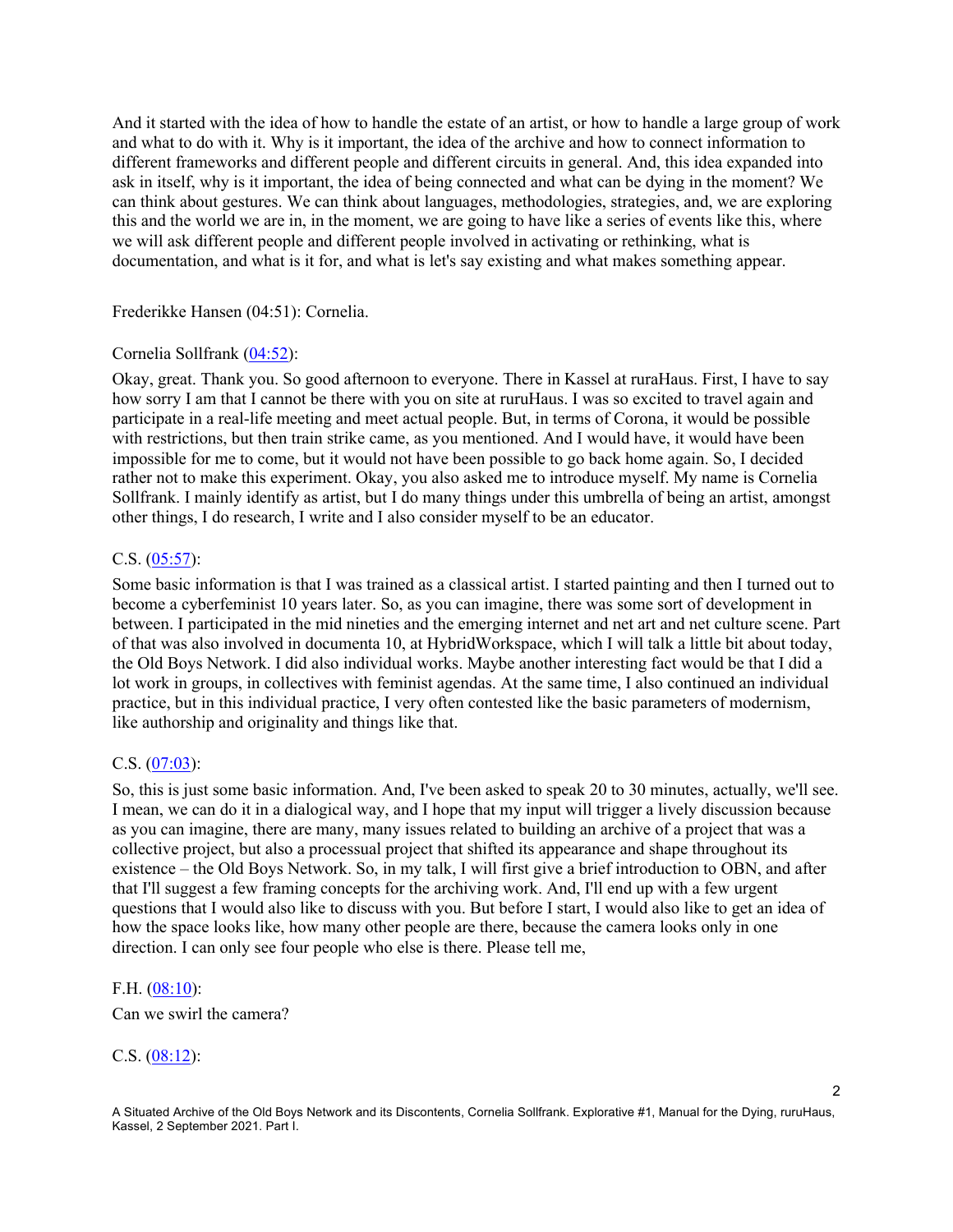And it started with the idea of how to handle the estate of an artist, or how to handle a large group of work and what to do with it. Why is it important, the idea of the archive and how to connect information to different frameworks and different people and different circuits in general. And, this idea expanded into ask in itself, why is it important, the idea of being connected and what can be dying in the moment? We can think about gestures. We can think about languages, methodologies, strategies, and, we are exploring this and the world we are in, in the moment, we are going to have like a series of events like this, where we will ask different people and different people involved in activating or rethinking, what is documentation, and what is it for, and what is let's say existing and what makes something appear.

Frederikke Hansen (04:51): Cornelia.

Cornelia Sollfrank ([04:52](#)):

Okay, great. Thank you. So good afternoon to everyone. There in Kassel at ruraHaus. First, I have to say how sorry I am that I cannot be there with you on site at ruruHaus. I was so excited to travel again and participate in a real-life meeting and meet actual people. But, in terms of Corona, it would be possible with restrictions, but then train strike came, as you mentioned. And I would have, it would have been impossible for me to come, but it would not have been possible to go back home again. So, I decided rather not to make this experiment. Okay, you also asked me to introduce myself. My name is Cornelia Sollfrank. I mainly identify as artist, but I do many things under this umbrella of being an artist, amongst other things, I do research, I write and I also consider myself to be an educator.

C.S. ([05:57](#)):

Some basic information is that I was trained as a classical artist. I started painting and then I turned out to become a cyberfeminist 10 years later. So, as you can imagine, there was some sort of development in between. I participated in the mid nineties and the emerging internet and net art and net culture scene. Part of that was also involved in documenta 10, at HybridWorkspace, which I will talk a little bit about today, the Old Boys Network. I did also individual works. Maybe another interesting fact would be that I did a lot work in groups, in collectives with feminist agendas. At the same time, I also continued an individual practice, but in this individual practice, I very often contested like the basic parameters of modernism, like authorship and originality and things like that.

C.S. ([07:03](#)):

So, this is just some basic information. And, I've been asked to speak 20 to 30 minutes, actually, we'll see. I mean, we can do it in a dialogical way, and I hope that my input will trigger a lively discussion because as you can imagine, there are many, many issues related to building an archive of a project that was a collective project, but also a processual project that shifted its appearance and shape throughout its existence – the Old Boys Network. So, in my talk, I will first give a brief introduction to OBN, and after that I'll suggest a few framing concepts for the archiving work. And, I'll end up with a few urgent questions that I would also like to discuss with you. But before I start, I would also like to get an idea of how the space looks like, how many other people are there, because the camera looks only in one direction. I can only see four people who else is there. Please tell me,

F.H. ([08:10](#)):

Can we swirl the camera?

C.S. ([08:12](#)):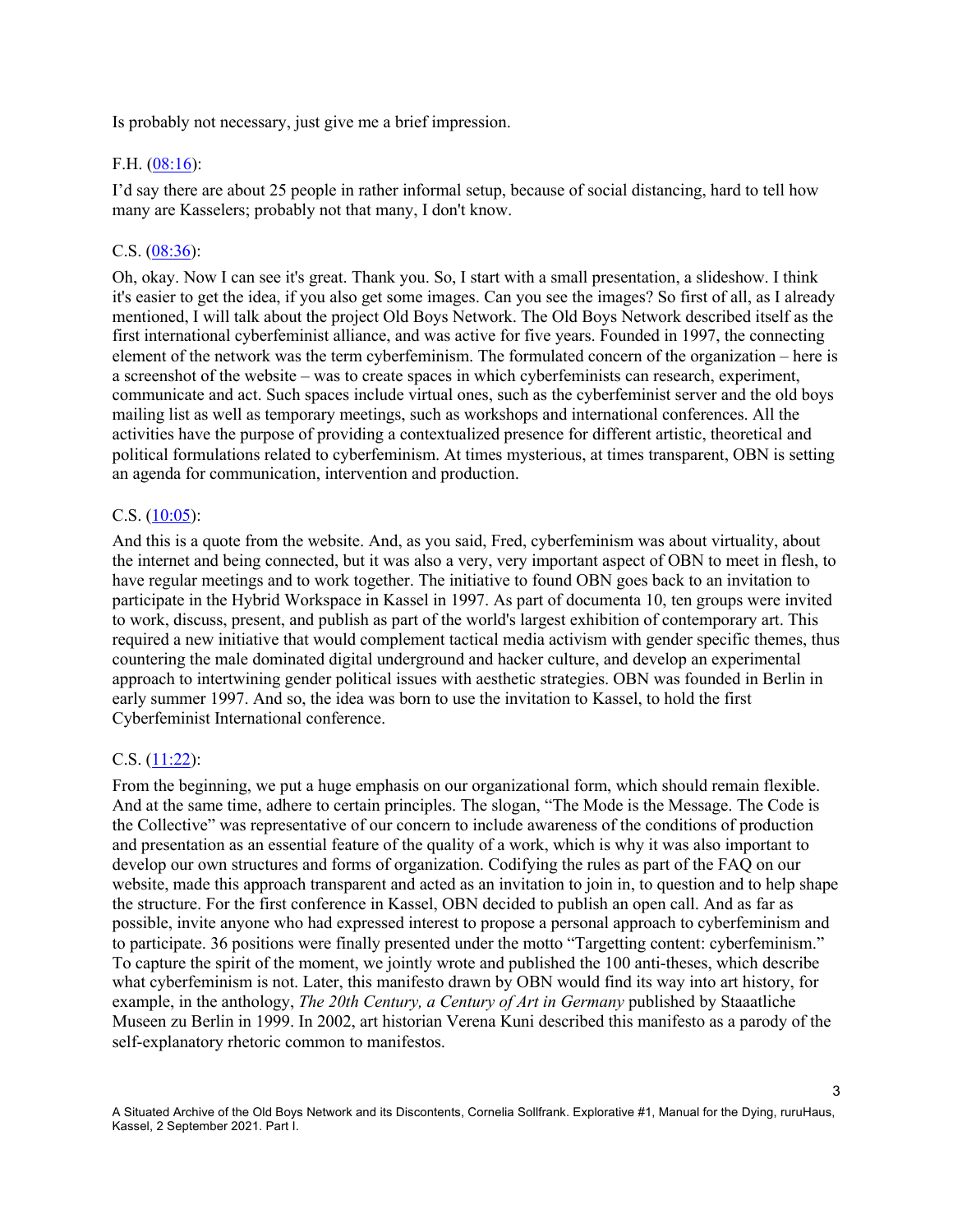Is probably not necessary, just give me a brief impression.

F.H. ([08:16](#)):

I'd say there are about 25 people in rather informal setup, because of social distancing, hard to tell how many are Kasselers; probably not that many, I don't know.

C.S. ([08:36](#)):

Oh, okay. Now I can see it's great. Thank you. So, I start with a small presentation, a slideshow. I think it's easier to get the idea, if you also get some images. Can you see the images? So first of all, as I already mentioned, I will talk about the project Old Boys Network. The Old Boys Network described itself as the first international cyberfeminist alliance, and was active for five years. Founded in 1997, the connecting element of the network was the term cyberfeminism. The formulated concern of the organization – here is a screenshot of the website – was to create spaces in which cyberfeminists can research, experiment, communicate and act. Such spaces include virtual ones, such as the cyberfeminist server and the old boys mailing list as well as temporary meetings, such as workshops and international conferences. All the activities have the purpose of providing a contextualized presence for different artistic, theoretical and political formulations related to cyberfeminism. At times mysterious, at times transparent, OBN is setting an agenda for communication, intervention and production.

C.S. ([10:05](#)):

And this is a quote from the website. And, as you said, Fred, cyberfeminism was about virtuality, about the internet and being connected, but it was also a very, very important aspect of OBN to meet in flesh, to have regular meetings and to work together. The initiative to found OBN goes back to an invitation to participate in the Hybrid Workspace in Kassel in 1997. As part of documenta 10, ten groups were invited to work, discuss, present, and publish as part of the world's largest exhibition of contemporary art. This required a new initiative that would complement tactical media activism with gender specific themes, thus countering the male dominated digital underground and hacker culture, and develop an experimental approach to intertwining gender political issues with aesthetic strategies. OBN was founded in Berlin in early summer 1997. And so, the idea was born to use the invitation to Kassel, to hold the first Cyberfeminist International conference.

C.S. ([11:22](#)):

From the beginning, we put a huge emphasis on our organizational form, which should remain flexible. And at the same time, adhere to certain principles. The slogan, "The Mode is the Message. The Code is the Collective" was representative of our concern to include awareness of the conditions of production and presentation as an essential feature of the quality of a work, which is why it was also important to develop our own structures and forms of organization. Codifying the rules as part of the FAQ on our website, made this approach transparent and acted as an invitation to join in, to question and to help shape the structure. For the first conference in Kassel, OBN decided to publish an open call. And as far as possible, invite anyone who had expressed interest to propose a personal approach to cyberfeminism and to participate. 36 positions were finally presented under the motto "Targetting content: cyberfeminism." To capture the spirit of the moment, we jointly wrote and published the 100 anti-theses, which describe what cyberfeminism is not. Later, this manifesto drawn by OBN would find its way into art history, for example, in the anthology, *The 20th Century, a Century of Art in Germany* published by Staaatliche Museen zu Berlin in 1999. In 2002, art historian Verena Kuni described this manifesto as a parody of the self-explanatory rhetoric common to manifestos.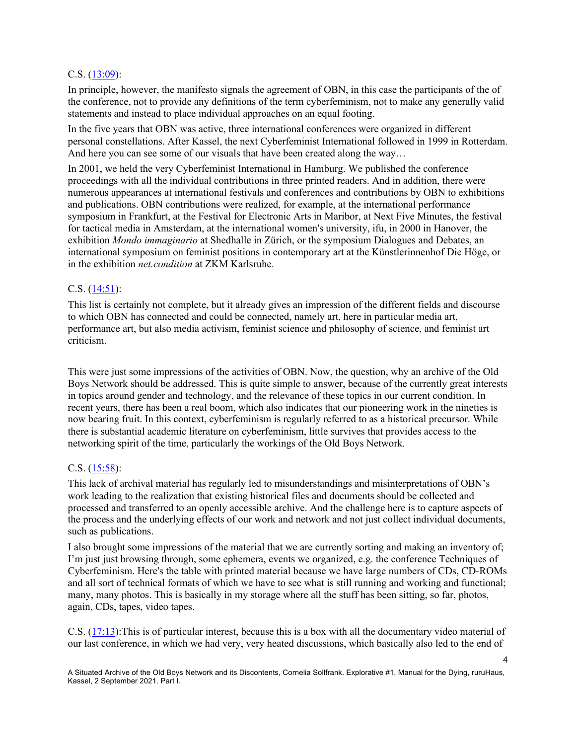C.S. ([13:09](#)):

In principle, however, the manifesto signals the agreement of OBN, in this case the participants of the of the conference, not to provide any definitions of the term cyberfeminism, not to make any generally valid statements and instead to place individual approaches on an equal footing.

In the five years that OBN was active, three international conferences were organized in different personal constellations. After Kassel, the next Cyberfeminist International followed in 1999 in Rotterdam. And here you can see some of our visuals that have been created along the way…

In 2001, we held the very Cyberfeminist International in Hamburg. We published the conference proceedings with all the individual contributions in three printed readers. And in addition, there were numerous appearances at international festivals and conferences and contributions by OBN to exhibitions and publications. OBN contributions were realized, for example, at the international performance symposium in Frankfurt, at the Festival for Electronic Arts in Maribor, at Next Five Minutes, the festival for tactical media in Amsterdam, at the international women's university, ifu, in 2000 in Hanover, the exhibition *Mondo immaginario* at Shedhalle in Zürich, or the symposium Dialogues and Debates, an international symposium on feminist positions in contemporary art at the Künstlerinnenhof Die Höge, or in the exhibition *net.condition* at ZKM Karlsruhe.

C.S. ([14:51](#)):

This list is certainly not complete, but it already gives an impression of the different fields and discourse to which OBN has connected and could be connected, namely art, here in particular media art, performance art, but also media activism, feminist science and philosophy of science, and feminist art criticism.

This were just some impressions of the activities of OBN. Now, the question, why an archive of the Old Boys Network should be addressed. This is quite simple to answer, because of the currently great interests in topics around gender and technology, and the relevance of these topics in our current condition. In recent years, there has been a real boom, which also indicates that our pioneering work in the nineties is now bearing fruit. In this context, cyberfeminism is regularly referred to as a historical precursor. While there is substantial academic literature on cyberfeminism, little survives that provides access to the networking spirit of the time, particularly the workings of the Old Boys Network.

C.S. ([15:58](#)):

This lack of archival material has regularly led to misunderstandings and misinterpretations of OBN's work leading to the realization that existing historical files and documents should be collected and processed and transferred to an openly accessible archive. And the challenge here is to capture aspects of the process and the underlying effects of our work and network and not just collect individual documents, such as publications.

I also brought some impressions of the material that we are currently sorting and making an inventory of; I'm just just browsing through, some ephemera, events we organized, e.g. the conference Techniques of Cyberfeminism. Here's the table with printed material because we have large numbers of CDs, CD-ROMs and all sort of technical formats of which we have to see what is still running and working and functional; many, many photos. This is basically in my storage where all the stuff has been sitting, so far, photos, again, CDs, tapes, video tapes.

C.S. ([17:13](#)):This is of particular interest, because this is a box with all the documentary video material of our last conference, in which we had very, very heated discussions, which basically also led to the end of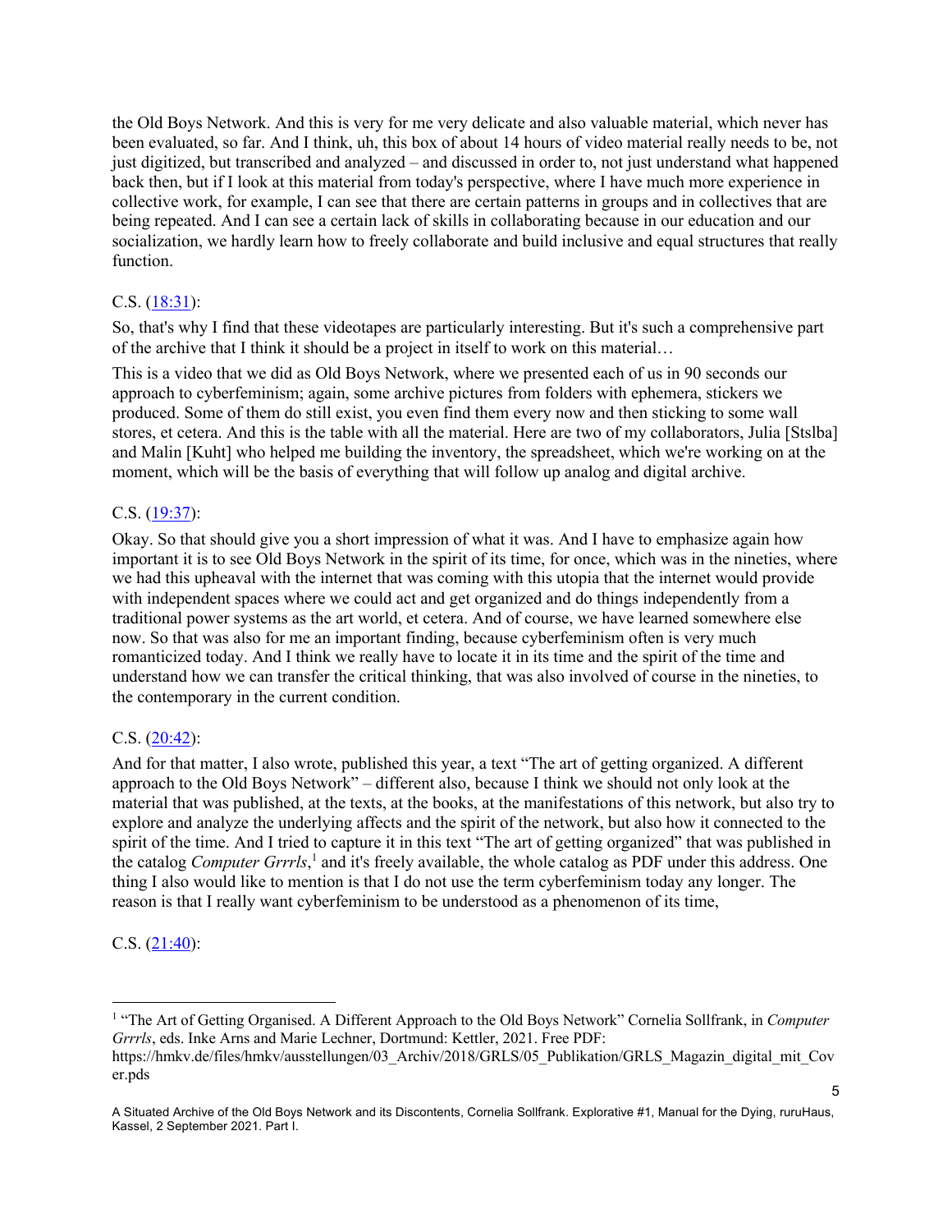the Old Boys Network. And this is very for me very delicate and also valuable material, which never has been evaluated, so far. And I think, uh, this box of about 14 hours of video material really needs to be, not just digitized, but transcribed and analyzed – and discussed in order to, not just understand what happened back then, but if I look at this material from today's perspective, where I have much more experience in collective work, for example, I can see that there are certain patterns in groups and in collectives that are being repeated. And I can see a certain lack of skills in collaborating because in our education and our socialization, we hardly learn how to freely collaborate and build inclusive and equal structures that really function.

C.S. (18:31):

So, that's why I find that these videotapes are particularly interesting. But it's such a comprehensive part of the archive that I think it should be a project in itself to work on this material…

This is a video that we did as Old Boys Network, where we presented each of us in 90 seconds our approach to cyberfeminism; again, some archive pictures from folders with ephemera, stickers we produced. Some of them do still exist, you even find them every now and then sticking to some wall stores, et cetera. And this is the table with all the material. Here are two of my collaborators, Julia [Stslba] and Malin [Kuht] who helped me building the inventory, the spreadsheet, which we're working on at the moment, which will be the basis of everything that will follow up analog and digital archive.

C.S. (19:37):

Okay. So that should give you a short impression of what it was. And I have to emphasize again how important it is to see Old Boys Network in the spirit of its time, for once, which was in the nineties, where we had this upheaval with the internet that was coming with this utopia that the internet would provide with independent spaces where we could act and get organized and do things independently from a traditional power systems as the art world, et cetera. And of course, we have learned somewhere else now. So that was also for me an important finding, because cyberfeminism often is very much romanticized today. And I think we really have to locate it in its time and the spirit of the time and understand how we can transfer the critical thinking, that was also involved of course in the nineties, to the contemporary in the current condition.

C.S. (20:42):

And for that matter, I also wrote, published this year, a text "The art of getting organized. A different approach to the Old Boys Network" – different also, because I think we should not only look at the material that was published, at the texts, at the books, at the manifestations of this network, but also try to explore and analyze the underlying affects and the spirit of the network, but also how it connected to the spirit of the time. And I tried to capture it in this text "The art of getting organized" that was published in the catalog *Computer Grrrls*,[1] and it's freely available, the whole catalog as PDF under this address. One thing I also would like to mention is that I do not use the term cyberfeminism today any longer. The reason is that I really want cyberfeminism to be understood as a phenomenon of its time,

C.S. (21:40):

---

[1] "The Art of Getting Organised. A Different Approach to the Old Boys Network" Cornelia Sollfrank, in *Computer Grrrls*, eds. Inke Arns and Marie Lechner, Dortmund: Kettler, 2021. Free PDF: https://hmkv.de/files/hmkv/ausstellungen/03_Archiv/2018/GRLS/05_Publikation/GRLS_Magazin_digital_mit_Cover.pds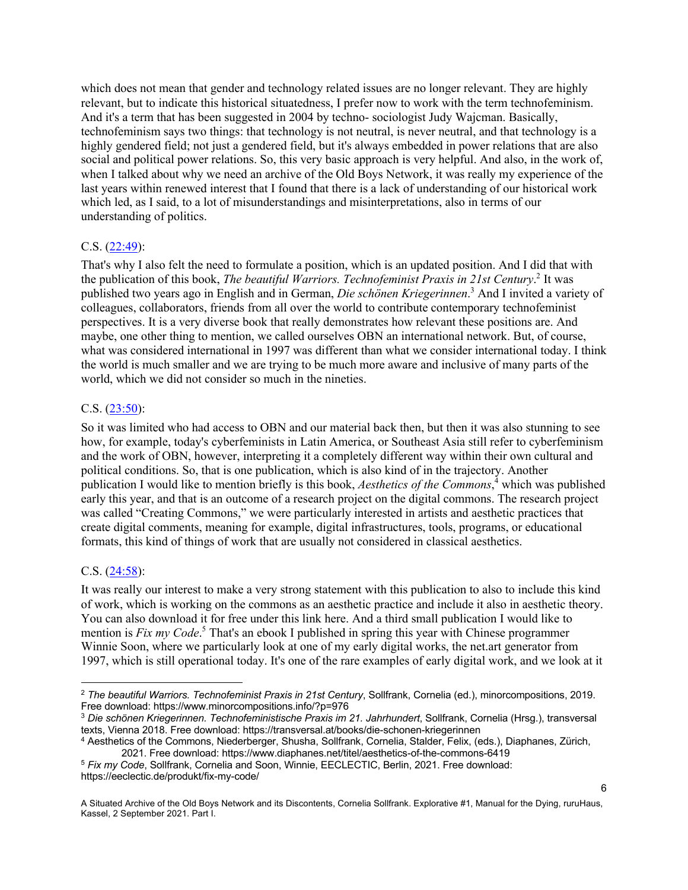which does not mean that gender and technology related issues are no longer relevant. They are highly relevant, but to indicate this historical situatedness, I prefer now to work with the term technofeminism. And it's a term that has been suggested in 2004 by techno- sociologist Judy Wajcman. Basically, technofeminism says two things: that technology is not neutral, is never neutral, and that technology is a highly gendered field; not just a gendered field, but it's always embedded in power relations that are also social and political power relations. So, this very basic approach is very helpful. And also, in the work of, when I talked about why we need an archive of the Old Boys Network, it was really my experience of the last years within renewed interest that I found that there is a lack of understanding of our historical work which led, as I said, to a lot of misunderstandings and misinterpretations, also in terms of our understanding of politics.

C.S. (22:49):

That's why I also felt the need to formulate a position, which is an updated position. And I did that with the publication of this book, *The beautiful Warriors. Technofeminist Praxis in 21st Century*.[2] It was published two years ago in English and in German, *Die schönen Kriegerinnen*.[3] And I invited a variety of colleagues, collaborators, friends from all over the world to contribute contemporary technofeminist perspectives. It is a very diverse book that really demonstrates how relevant these positions are. And maybe, one other thing to mention, we called ourselves OBN an international network. But, of course, what was considered international in 1997 was different than what we consider international today. I think the world is much smaller and we are trying to be much more aware and inclusive of many parts of the world, which we did not consider so much in the nineties.

C.S. (23:50):

So it was limited who had access to OBN and our material back then, but then it was also stunning to see how, for example, today's cyberfeminists in Latin America, or Southeast Asia still refer to cyberfeminism and the work of OBN, however, interpreting it a completely different way within their own cultural and political conditions. So, that is one publication, which is also kind of in the trajectory. Another publication I would like to mention briefly is this book, *Aesthetics of the Commons*,[4] which was published early this year, and that is an outcome of a research project on the digital commons. The research project was called "Creating Commons," we were particularly interested in artists and aesthetic practices that create digital comments, meaning for example, digital infrastructures, tools, programs, or educational formats, this kind of things of work that are usually not considered in classical aesthetics.

C.S. (24:58):

It was really our interest to make a very strong statement with this publication to also to include this kind of work, which is working on the commons as an aesthetic practice and include it also in aesthetic theory. You can also download it for free under this link here. And a third small publication I would like to mention is *Fix my Code*.[5] That's an ebook I published in spring this year with Chinese programmer Winnie Soon, where we particularly look at one of my early digital works, the net.art generator from 1997, which is still operational today. It's one of the rare examples of early digital work, and we look at it

---

[2] *The beautiful Warriors. Technofeminist Praxis in 21st Century*, Sollfrank, Cornelia (ed.), minorcompositions, 2019. Free download: https://www.minorcompositions.info/?p=976

[3] *Die schönen Kriegerinnen. Technofeministische Praxis im 21. Jahrhundert*, Sollfrank, Cornelia (Hrsg.), transversal texts, Vienna 2018. Free download: https://transversal.at/books/die-schonen-kriegerinnen

[4] Aesthetics of the Commons, Niederberger, Shusha, Sollfrank, Cornelia, Stalder, Felix, (eds.), Diaphanes, Zürich, 2021. Free download: https://www.diaphanes.net/titel/aesthetics-of-the-commons-6419

[5] *Fix my Code*, Sollfrank, Cornelia and Soon, Winnie, EECLECTIC, Berlin, 2021. Free download: https://eeclectic.de/produkt/fix-my-code/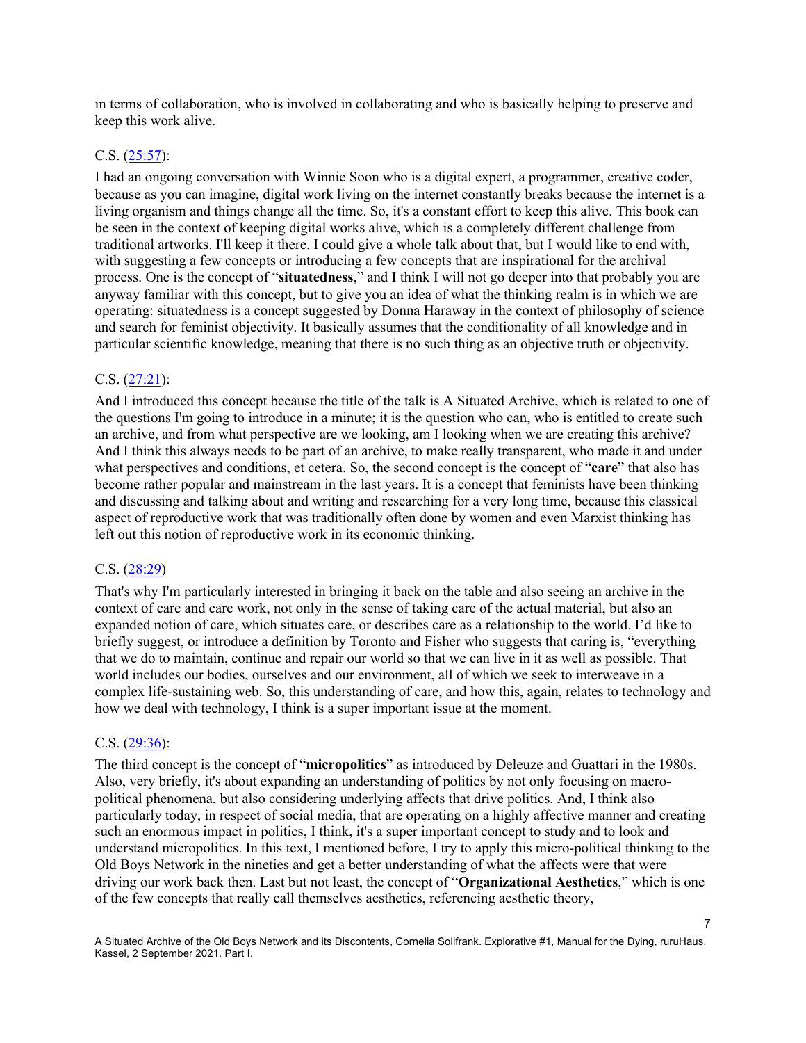in terms of collaboration, who is involved in collaborating and who is basically helping to preserve and keep this work alive.

C.S. ([25:57](25:57)):

I had an ongoing conversation with Winnie Soon who is a digital expert, a programmer, creative coder, because as you can imagine, digital work living on the internet constantly breaks because the internet is a living organism and things change all the time. So, it's a constant effort to keep this alive. This book can be seen in the context of keeping digital works alive, which is a completely different challenge from traditional artworks. I'll keep it there. I could give a whole talk about that, but I would like to end with, with suggesting a few concepts or introducing a few concepts that are inspirational for the archival process. One is the concept of "**situatedness**," and I think I will not go deeper into that probably you are anyway familiar with this concept, but to give you an idea of what the thinking realm is in which we are operating: situatedness is a concept suggested by Donna Haraway in the context of philosophy of science and search for feminist objectivity. It basically assumes that the conditionality of all knowledge and in particular scientific knowledge, meaning that there is no such thing as an objective truth or objectivity.

C.S. ([27:21](27:21)):

And I introduced this concept because the title of the talk is A Situated Archive, which is related to one of the questions I'm going to introduce in a minute; it is the question who can, who is entitled to create such an archive, and from what perspective are we looking, am I looking when we are creating this archive? And I think this always needs to be part of an archive, to make really transparent, who made it and under what perspectives and conditions, et cetera. So, the second concept is the concept of "**care**" that also has become rather popular and mainstream in the last years. It is a concept that feminists have been thinking and discussing and talking about and writing and researching for a very long time, because this classical aspect of reproductive work that was traditionally often done by women and even Marxist thinking has left out this notion of reproductive work in its economic thinking.

C.S. ([28:29](28:29))

That's why I'm particularly interested in bringing it back on the table and also seeing an archive in the context of care and care work, not only in the sense of taking care of the actual material, but also an expanded notion of care, which situates care, or describes care as a relationship to the world. I'd like to briefly suggest, or introduce a definition by Toronto and Fisher who suggests that caring is, "everything that we do to maintain, continue and repair our world so that we can live in it as well as possible. That world includes our bodies, ourselves and our environment, all of which we seek to interweave in a complex life-sustaining web. So, this understanding of care, and how this, again, relates to technology and how we deal with technology, I think is a super important issue at the moment.

C.S. ([29:36](29:36)):

The third concept is the concept of "**micropolitics**" as introduced by Deleuze and Guattari in the 1980s. Also, very briefly, it's about expanding an understanding of politics by not only focusing on macro-political phenomena, but also considering underlying affects that drive politics. And, I think also particularly today, in respect of social media, that are operating on a highly affective manner and creating such an enormous impact in politics, I think, it's a super important concept to study and to look and understand micropolitics. In this text, I mentioned before, I try to apply this micro-political thinking to the Old Boys Network in the nineties and get a better understanding of what the affects were that were driving our work back then. Last but not least, the concept of "**Organizational Aesthetics**," which is one of the few concepts that really call themselves aesthetics, referencing aesthetic theory,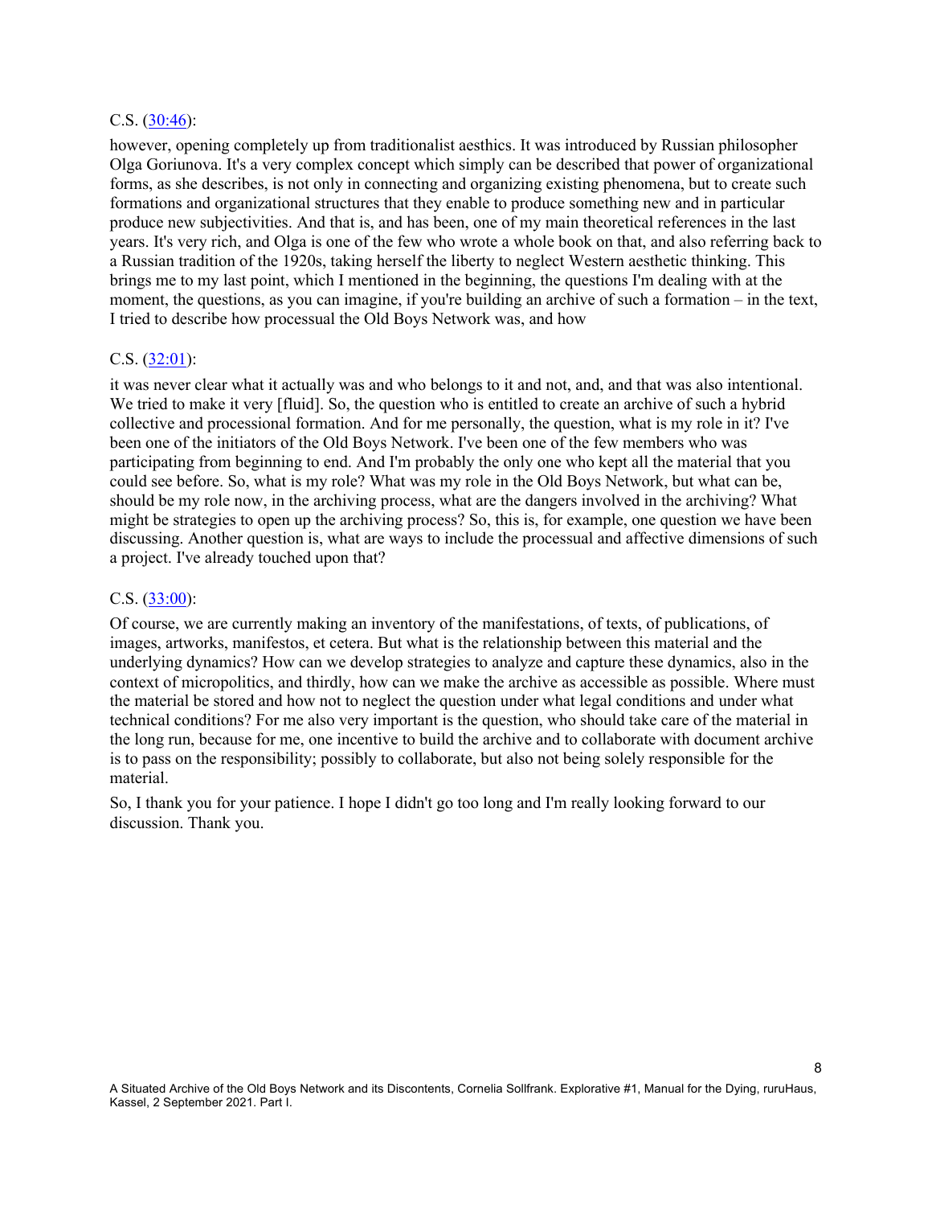C.S. ([30:46](#)):

however, opening completely up from traditionalist aesthics. It was introduced by Russian philosopher Olga Goriunova. It's a very complex concept which simply can be described that power of organizational forms, as she describes, is not only in connecting and organizing existing phenomena, but to create such formations and organizational structures that they enable to produce something new and in particular produce new subjectivities. And that is, and has been, one of my main theoretical references in the last years. It's very rich, and Olga is one of the few who wrote a whole book on that, and also referring back to a Russian tradition of the 1920s, taking herself the liberty to neglect Western aesthetic thinking. This brings me to my last point, which I mentioned in the beginning, the questions I'm dealing with at the moment, the questions, as you can imagine, if you're building an archive of such a formation – in the text, I tried to describe how processual the Old Boys Network was, and how

C.S. ([32:01](#)):

it was never clear what it actually was and who belongs to it and not, and, and that was also intentional. We tried to make it very [fluid]. So, the question who is entitled to create an archive of such a hybrid collective and processional formation. And for me personally, the question, what is my role in it? I've been one of the initiators of the Old Boys Network. I've been one of the few members who was participating from beginning to end. And I'm probably the only one who kept all the material that you could see before. So, what is my role? What was my role in the Old Boys Network, but what can be, should be my role now, in the archiving process, what are the dangers involved in the archiving? What might be strategies to open up the archiving process? So, this is, for example, one question we have been discussing. Another question is, what are ways to include the processual and affective dimensions of such a project. I've already touched upon that?

C.S. ([33:00](#)):

Of course, we are currently making an inventory of the manifestations, of texts, of publications, of images, artworks, manifestos, et cetera. But what is the relationship between this material and the underlying dynamics? How can we develop strategies to analyze and capture these dynamics, also in the context of micropolitics, and thirdly, how can we make the archive as accessible as possible. Where must the material be stored and how not to neglect the question under what legal conditions and under what technical conditions? For me also very important is the question, who should take care of the material in the long run, because for me, one incentive to build the archive and to collaborate with document archive is to pass on the responsibility; possibly to collaborate, but also not being solely responsible for the material.

So, I thank you for your patience. I hope I didn't go too long and I'm really looking forward to our discussion. Thank you.